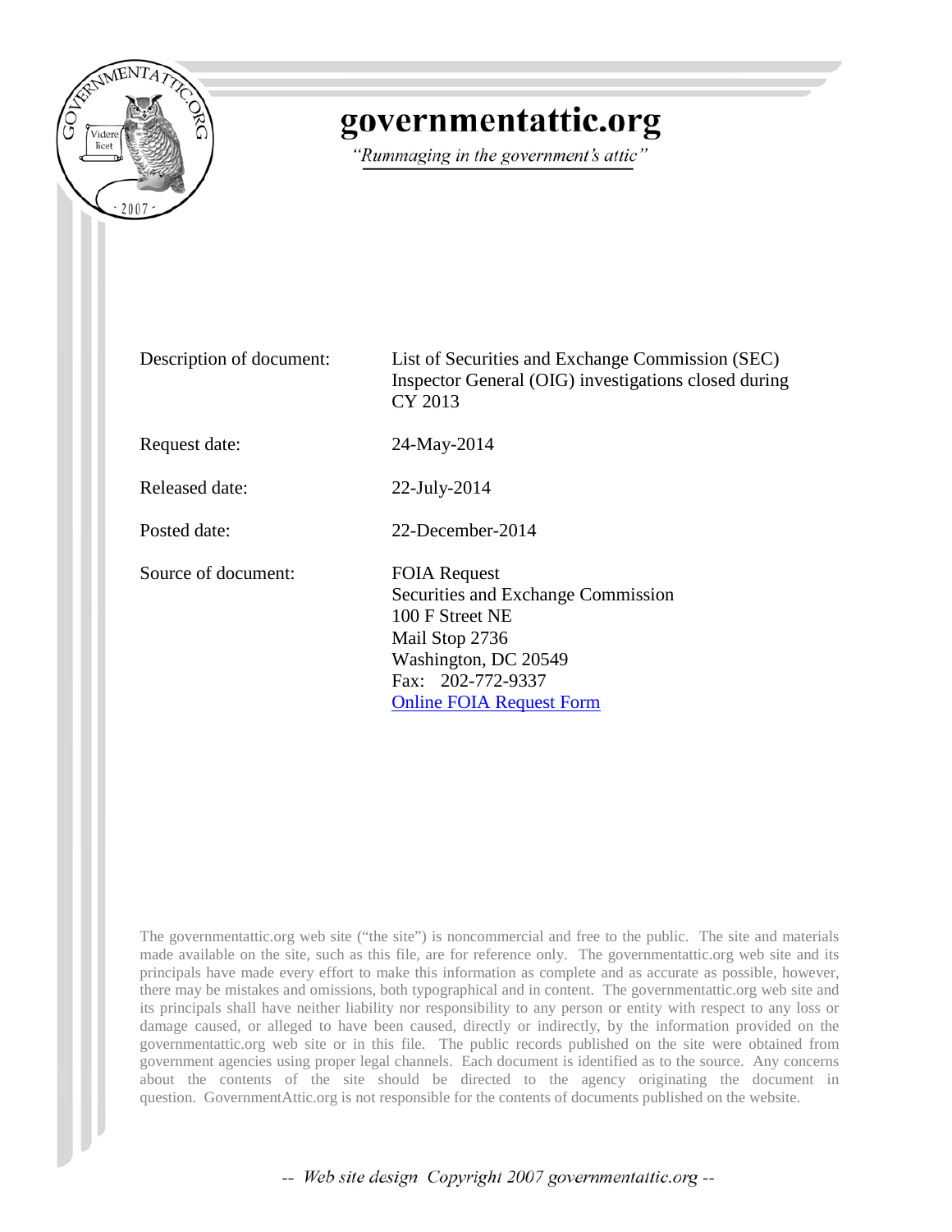# governmentattic.org

*"Rummaging in the government's attic"*

| | |
|---|---|
| Description of document: | List of Securities and Exchange Commission (SEC) Inspector General (OIG) investigations closed during CY 2013 |
| Request date: | 24-May-2014 |
| Released date: | 22-July-2014 |
| Posted date: | 22-December-2014 |
| Source of document: | FOIA Request<br>Securities and Exchange Commission<br>100 F Street NE<br>Mail Stop 2736<br>Washington, DC 20549<br>Fax: 202-772-9337<br>[Online FOIA Request Form] |

The governmentattic.org web site ("the site") is noncommercial and free to the public. The site and materials made available on the site, such as this file, are for reference only. The governmentattic.org web site and its principals have made every effort to make this information as complete and as accurate as possible, however, there may be mistakes and omissions, both typographical and in content. The governmentattic.org web site and its principals shall have neither liability nor responsibility to any person or entity with respect to any loss or damage caused, or alleged to have been caused, directly or indirectly, by the information provided on the governmentattic.org web site or in this file. The public records published on the site were obtained from government agencies using proper legal channels. Each document is identified as to the source. Any concerns about the contents of the site should be directed to the agency originating the document in question. GovernmentAttic.org is not responsible for the contents of documents published on the website.

*-- Web site design Copyright 2007 governmentattic.org --*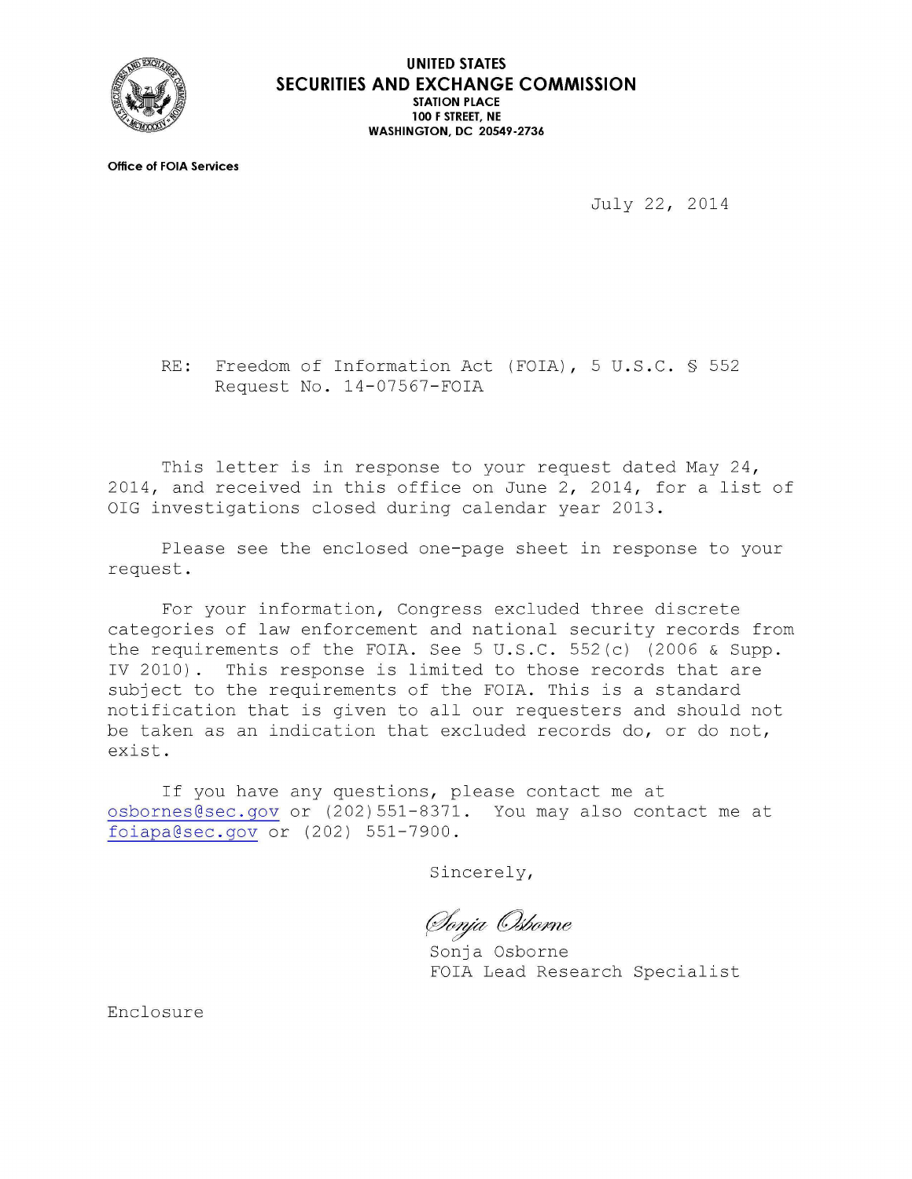**UNITED STATES**
**SECURITIES AND EXCHANGE COMMISSION**
**STATION PLACE**
**100 F STREET, NE**
**WASHINGTON, DC 20549-2736**

**Office of FOIA Services**

July 22, 2014

RE: Freedom of Information Act (FOIA), 5 U.S.C. § 552
Request No. 14-07567-FOIA

This letter is in response to your request dated May 24, 2014, and received in this office on June 2, 2014, for a list of OIG investigations closed during calendar year 2013.

Please see the enclosed one-page sheet in response to your request.

For your information, Congress excluded three discrete categories of law enforcement and national security records from the requirements of the FOIA. See 5 U.S.C. 552(c) (2006 & Supp. IV 2010). This response is limited to those records that are subject to the requirements of the FOIA. This is a standard notification that is given to all our requesters and should not be taken as an indication that excluded records do, or do not, exist.

If you have any questions, please contact me at osbornes@sec.gov or (202)551-8371. You may also contact me at foiapa@sec.gov or (202) 551-7900.

Sincerely,

*Sonja Osborne*
Sonja Osborne
FOIA Lead Research Specialist

Enclosure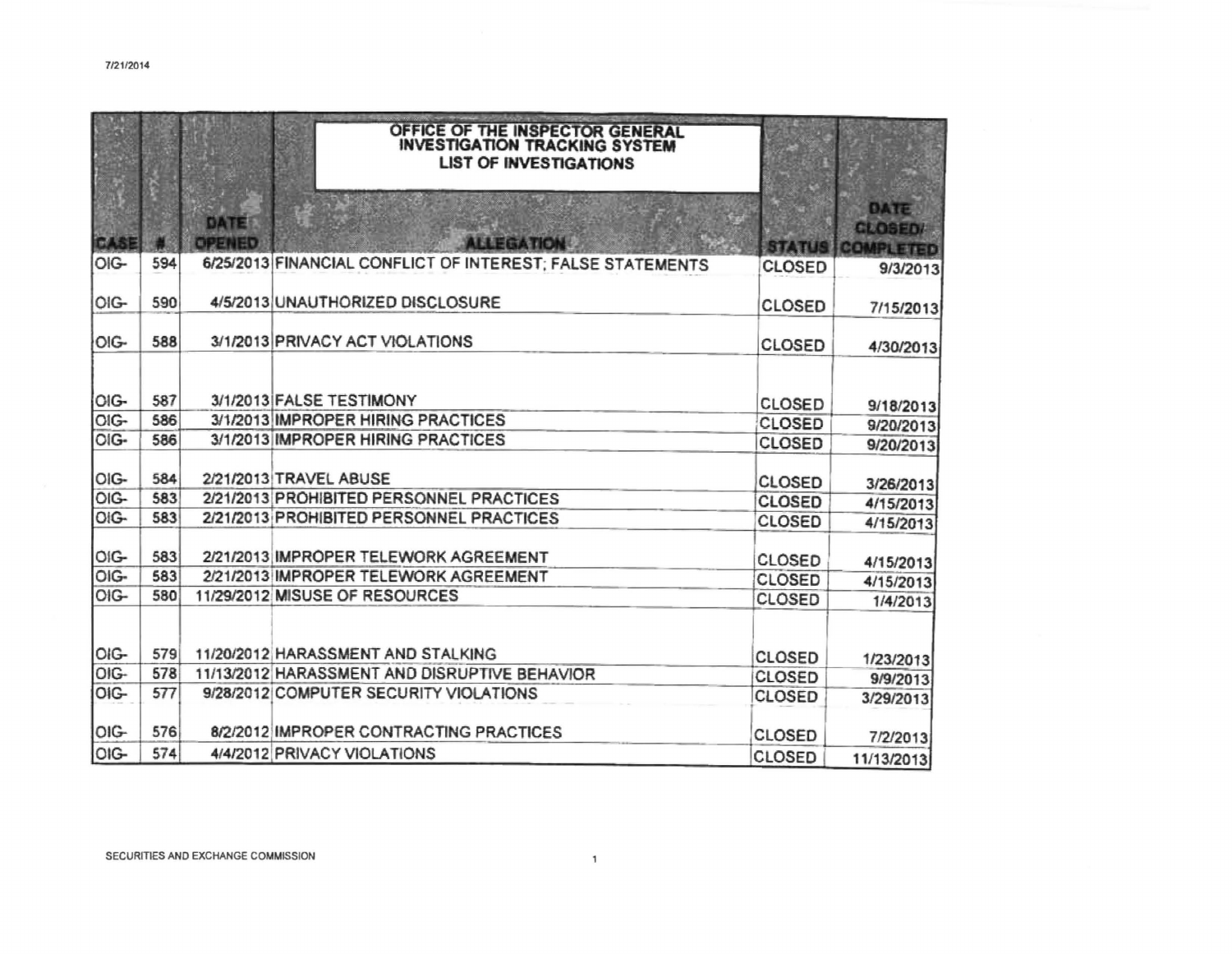| CASE | # | DATE OPENED | OFFICE OF THE INSPECTOR GENERAL INVESTIGATION TRACKING SYSTEM LIST OF INVESTIGATIONS<br>ALLEGATION | STATUS | DATE CLOSED/ COMPLETED |
|---|---|---|---|---|---|
| OIG- | 594 | 6/25/2013 | FINANCIAL CONFLICT OF INTEREST; FALSE STATEMENTS | CLOSED | 9/3/2013 |
| OIG- | 590 | 4/5/2013 | UNAUTHORIZED DISCLOSURE | CLOSED | 7/15/2013 |
| OIG- | 588 | 3/1/2013 | PRIVACY ACT VIOLATIONS | CLOSED | 4/30/2013 |
| OIG- | 587 | 3/1/2013 | FALSE TESTIMONY | CLOSED | 9/18/2013 |
| OIG- | 586 | 3/1/2013 | IMPROPER HIRING PRACTICES | CLOSED | 9/20/2013 |
| OIG- | 586 | 3/1/2013 | IMPROPER HIRING PRACTICES | CLOSED | 9/20/2013 |
| OIG- | 584 | 2/21/2013 | TRAVEL ABUSE | CLOSED | 3/26/2013 |
| OIG- | 583 | 2/21/2013 | PROHIBITED PERSONNEL PRACTICES | CLOSED | 4/15/2013 |
| OIG- | 583 | 2/21/2013 | PROHIBITED PERSONNEL PRACTICES | CLOSED | 4/15/2013 |
| OIG- | 583 | 2/21/2013 | IMPROPER TELEWORK AGREEMENT | CLOSED | 4/15/2013 |
| OIG- | 583 | 2/21/2013 | IMPROPER TELEWORK AGREEMENT | CLOSED | 4/15/2013 |
| OIG- | 580 | 11/29/2012 | MISUSE OF RESOURCES | CLOSED | 1/4/2013 |
| OIG- | 579 | 11/20/2012 | HARASSMENT AND STALKING | CLOSED | 1/23/2013 |
| OIG- | 578 | 11/13/2012 | HARASSMENT AND DISRUPTIVE BEHAVIOR | CLOSED | 9/9/2013 |
| OIG- | 577 | 9/28/2012 | COMPUTER SECURITY VIOLATIONS | CLOSED | 3/29/2013 |
| OIG- | 576 | 8/2/2012 | IMPROPER CONTRACTING PRACTICES | CLOSED | 7/2/2013 |
| OIG- | 574 | 4/4/2012 | PRIVACY VIOLATIONS | CLOSED | 11/13/2013 |